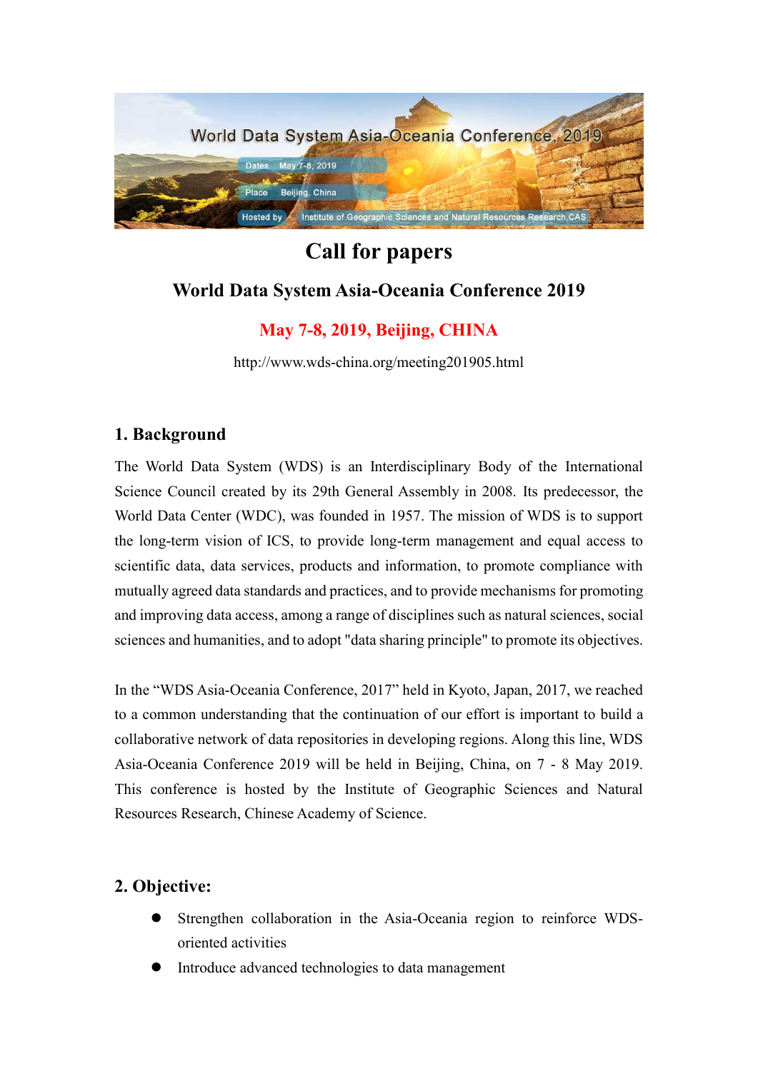World Data System Asia-Oceania Conference, 2019

Dates May 7-8, 2019

Place Beijing, China

Hosted by Institute of Geographic Sciences and Natural Resources Research,CAS

# Call for papers

## World Data System Asia-Oceania Conference 2019

**May 7-8, 2019, Beijing, CHINA**

http://www.wds-china.org/meeting201905.html

## 1. Background

The World Data System (WDS) is an Interdisciplinary Body of the International Science Council created by its 29th General Assembly in 2008. Its predecessor, the World Data Center (WDC), was founded in 1957. The mission of WDS is to support the long-term vision of ICS, to provide long-term management and equal access to scientific data, data services, products and information, to promote compliance with mutually agreed data standards and practices, and to provide mechanisms for promoting and improving data access, among a range of disciplines such as natural sciences, social sciences and humanities, and to adopt "data sharing principle" to promote its objectives.

In the "WDS Asia-Oceania Conference, 2017" held in Kyoto, Japan, 2017, we reached to a common understanding that the continuation of our effort is important to build a collaborative network of data repositories in developing regions. Along this line, WDS Asia-Oceania Conference 2019 will be held in Beijing, China, on 7 - 8 May 2019. This conference is hosted by the Institute of Geographic Sciences and Natural Resources Research, Chinese Academy of Science.

## 2. Objective:

- Strengthen collaboration in the Asia-Oceania region to reinforce WDS-oriented activities
- Introduce advanced technologies to data management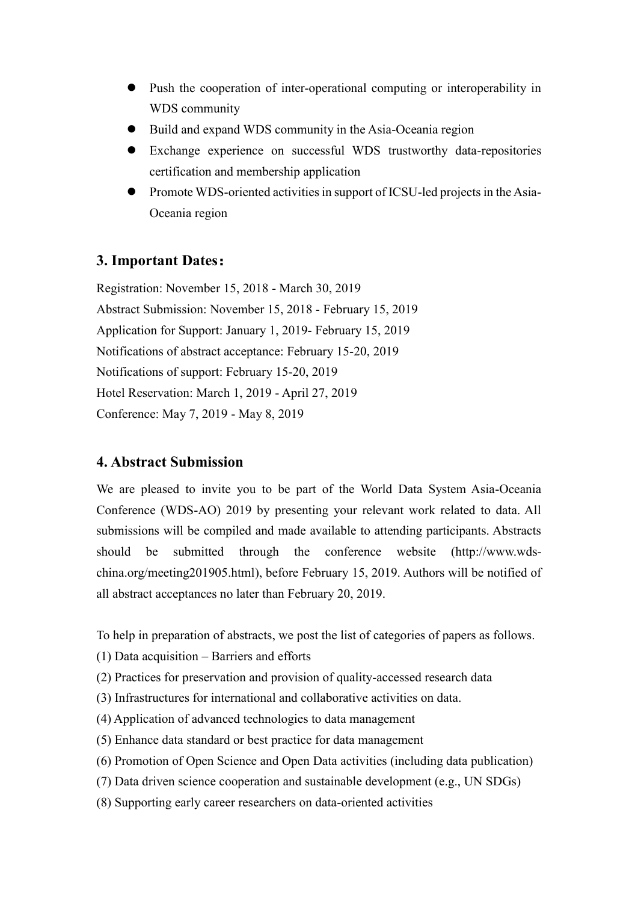- Push the cooperation of inter-operational computing or interoperability in WDS community
- Build and expand WDS community in the Asia-Oceania region
- Exchange experience on successful WDS trustworthy data-repositories certification and membership application
- Promote WDS-oriented activities in support of ICSU-led projects in the Asia-Oceania region

## 3. Important Dates：

Registration: November 15, 2018 - March 30, 2019

Abstract Submission: November 15, 2018 - February 15, 2019

Application for Support: January 1, 2019- February 15, 2019

Notifications of abstract acceptance: February 15-20, 2019

Notifications of support: February 15-20, 2019

Hotel Reservation: March 1, 2019 - April 27, 2019

Conference: May 7, 2019 - May 8, 2019

## 4. Abstract Submission

We are pleased to invite you to be part of the World Data System Asia-Oceania Conference (WDS-AO) 2019 by presenting your relevant work related to data. All submissions will be compiled and made available to attending participants. Abstracts should be submitted through the conference website (http://www.wds-china.org/meeting201905.html), before February 15, 2019. Authors will be notified of all abstract acceptances no later than February 20, 2019.

To help in preparation of abstracts, we post the list of categories of papers as follows.

(1) Data acquisition – Barriers and efforts

(2) Practices for preservation and provision of quality-accessed research data

(3) Infrastructures for international and collaborative activities on data.

(4) Application of advanced technologies to data management

(5) Enhance data standard or best practice for data management

(6) Promotion of Open Science and Open Data activities (including data publication)

(7) Data driven science cooperation and sustainable development (e.g., UN SDGs)

(8) Supporting early career researchers on data-oriented activities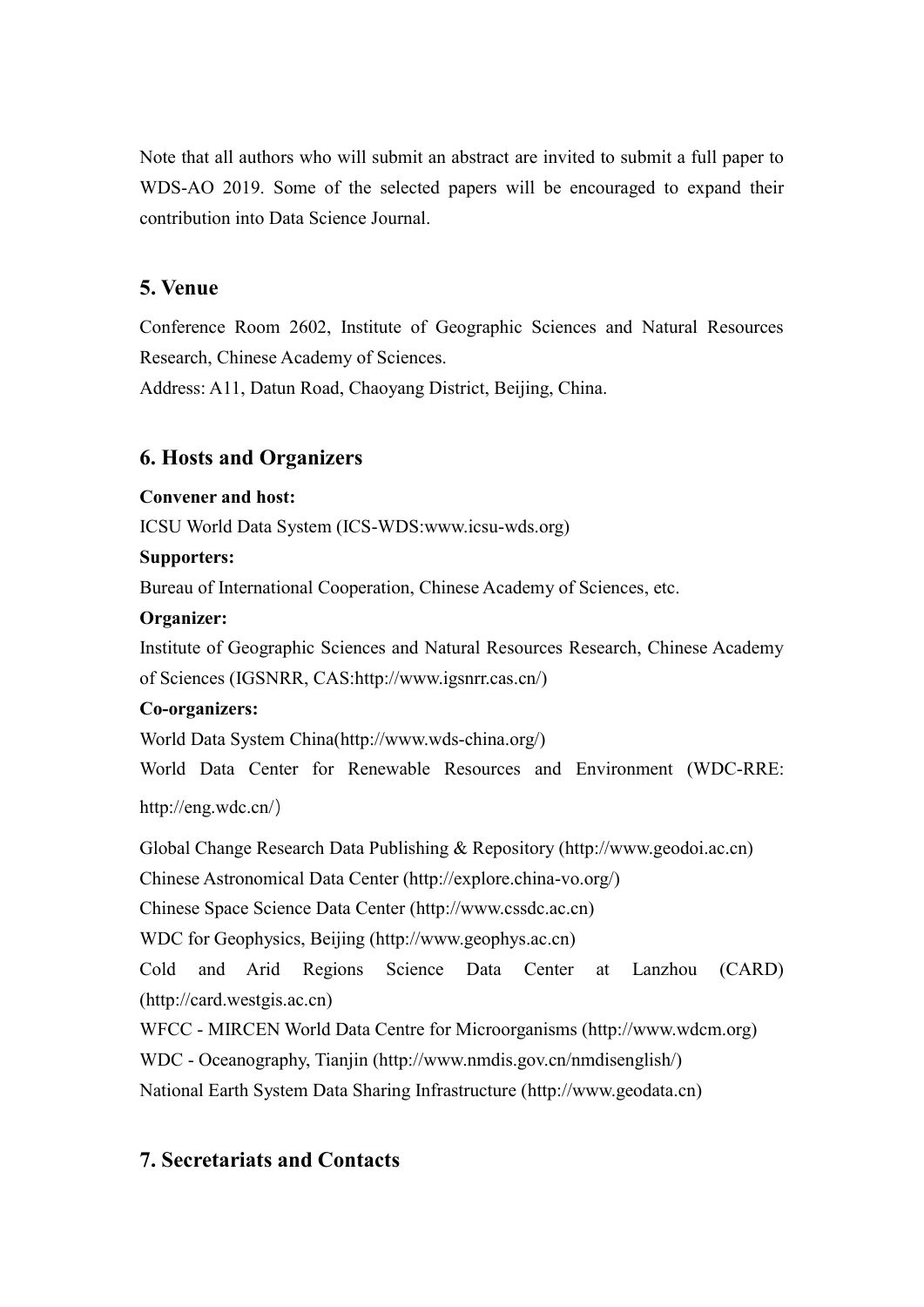Note that all authors who will submit an abstract are invited to submit a full paper to WDS-AO 2019. Some of the selected papers will be encouraged to expand their contribution into Data Science Journal.

## 5. Venue

Conference Room 2602, Institute of Geographic Sciences and Natural Resources Research, Chinese Academy of Sciences.

Address: A11, Datun Road, Chaoyang District, Beijing, China.

## 6. Hosts and Organizers

**Convener and host:**

ICSU World Data System (ICS-WDS:www.icsu-wds.org)

**Supporters:**

Bureau of International Cooperation, Chinese Academy of Sciences, etc.

**Organizer:**

Institute of Geographic Sciences and Natural Resources Research, Chinese Academy of Sciences (IGSNRR, CAS:http://www.igsnrr.cas.cn/)

**Co-organizers:**

World Data System China(http://www.wds-china.org/)

World Data Center for Renewable Resources and Environment (WDC-RRE: http://eng.wdc.cn/)

Global Change Research Data Publishing & Repository (http://www.geodoi.ac.cn)

Chinese Astronomical Data Center (http://explore.china-vo.org/)

Chinese Space Science Data Center (http://www.cssdc.ac.cn)

WDC for Geophysics, Beijing (http://www.geophys.ac.cn)

Cold and Arid Regions Science Data Center at Lanzhou (CARD) (http://card.westgis.ac.cn)

WFCC - MIRCEN World Data Centre for Microorganisms (http://www.wdcm.org)

WDC - Oceanography, Tianjin (http://www.nmdis.gov.cn/nmdisenglish/)

National Earth System Data Sharing Infrastructure (http://www.geodata.cn)

## 7. Secretariats and Contacts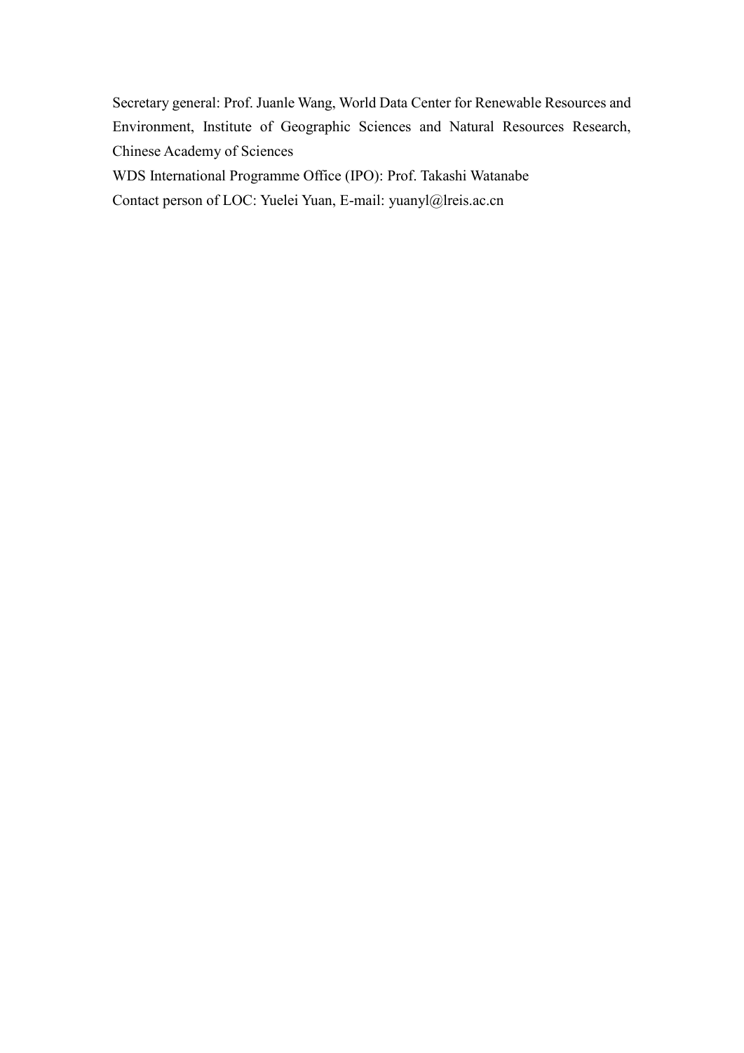Secretary general: Prof. Juanle Wang, World Data Center for Renewable Resources and Environment, Institute of Geographic Sciences and Natural Resources Research, Chinese Academy of Sciences

WDS International Programme Office (IPO): Prof. Takashi Watanabe

Contact person of LOC: Yuelei Yuan, E-mail: yuanyl@lreis.ac.cn